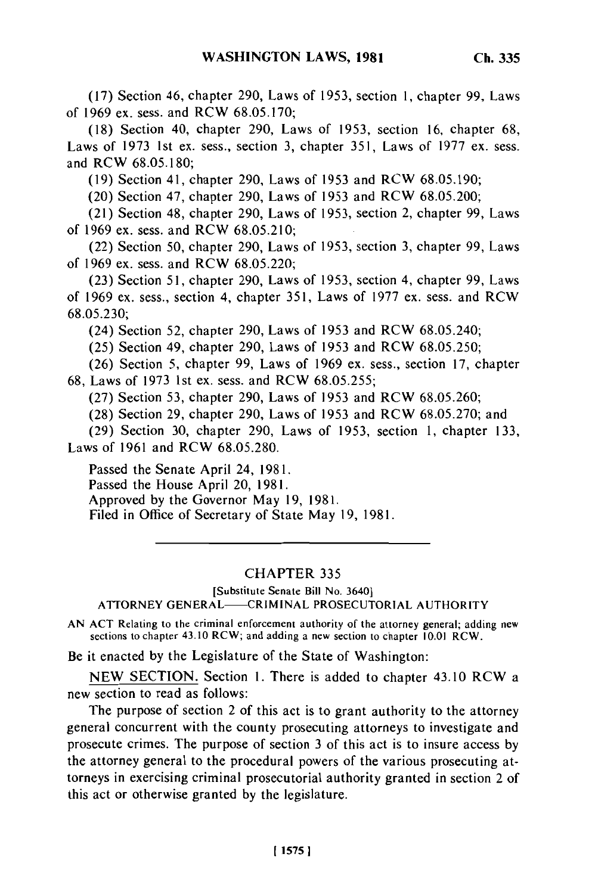(17) Section 46, chapter 290, Laws of 1953, section 1, chapter 99, Laws of 1969 ex. sess. and RCW 68.05.170;

(18) Section 40, chapter 290, Laws of 1953, section 16, chapter 68, Laws of 1973 1st ex. sess., section 3, chapter 351, Laws of 1977 ex. sess. and RCW 68.05.180;

(19) Section 41, chapter 290, Laws of 1953 and RCW 68.05.190;

(20) Section 47, chapter 290, Laws of 1953 and RCW 68.05.200;

(21) Section 48, chapter 290, Laws of 1953, section 2, chapter 99, Laws of 1969 ex. sess. and RCW 68.05.210;

(22) Section 50, chapter 290, Laws of 1953, section 3, chapter 99, Laws of 1969 ex. sess. and RCW 68.05.220;

(23) Section 51, chapter 290, Laws of 1953, section 4, chapter 99, Laws of 1969 ex. sess., section 4, chapter 351, Laws of 1977 ex. sess. and RCW 68.05.230;

(24) Section 52, chapter 290, Laws of 1953 and RCW 68.05.240;

(25) Section 49, chapter 290, Laws of 1953 and RCW 68.05.250;

(26) Section 5, chapter 99, Laws of 1969 ex. sess., section 17, chapter 68, Laws of 1973 1st ex. sess. and RCW 68.05.255;

(27) Section 53, chapter 290, Laws of 1953 and RCW 68.05.260;

(28) Section 29, chapter 290, Laws of 1953 and RCW 68.05.270; and

(29) Section 30, chapter 290, Laws of 1953, section 1, chapter 133, Laws of 1961 and RCW 68.05.280.

Passed the Senate April 24, 1981.
Passed the House April 20, 1981.
Approved by the Governor May 19, 1981.
Filed in Office of Secretary of State May 19, 1981.

---

## CHAPTER 335

[Substitute Senate Bill No. 3640]

ATTORNEY GENERAL—CRIMINAL PROSECUTORIAL AUTHORITY

AN ACT Relating to the criminal enforcement authority of the attorney general; adding new sections to chapter 43.10 RCW; and adding a new section to chapter 10.01 RCW.

Be it enacted by the Legislature of the State of Washington:

NEW SECTION. Section 1. There is added to chapter 43.10 RCW a new section to read as follows:

The purpose of section 2 of this act is to grant authority to the attorney general concurrent with the county prosecuting attorneys to investigate and prosecute crimes. The purpose of section 3 of this act is to insure access by the attorney general to the procedural powers of the various prosecuting attorneys in exercising criminal prosecutorial authority granted in section 2 of this act or otherwise granted by the legislature.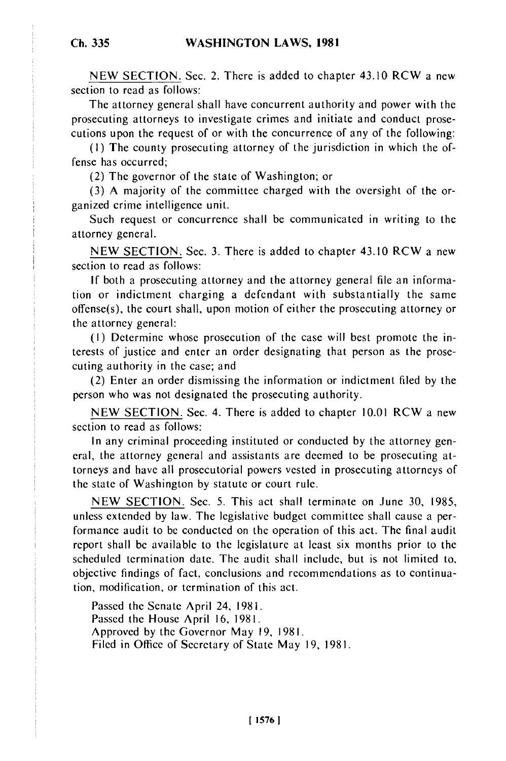NEW SECTION. Sec. 2. There is added to chapter 43.10 RCW a new section to read as follows:

The attorney general shall have concurrent authority and power with the prosecuting attorneys to investigate crimes and initiate and conduct prosecutions upon the request of or with the concurrence of any of the following:

(1) The county prosecuting attorney of the jurisdiction in which the offense has occurred;

(2) The governor of the state of Washington; or

(3) A majority of the committee charged with the oversight of the organized crime intelligence unit.

Such request or concurrence shall be communicated in writing to the attorney general.

NEW SECTION. Sec. 3. There is added to chapter 43.10 RCW a new section to read as follows:

If both a prosecuting attorney and the attorney general file an information or indictment charging a defendant with substantially the same offense(s), the court shall, upon motion of either the prosecuting attorney or the attorney general:

(1) Determine whose prosecution of the case will best promote the interests of justice and enter an order designating that person as the prosecuting authority in the case; and

(2) Enter an order dismissing the information or indictment filed by the person who was not designated the prosecuting authority.

NEW SECTION. Sec. 4. There is added to chapter 10.01 RCW a new section to read as follows:

In any criminal proceeding instituted or conducted by the attorney general, the attorney general and assistants are deemed to be prosecuting attorneys and have all prosecutorial powers vested in prosecuting attorneys of the state of Washington by statute or court rule.

NEW SECTION. Sec. 5. This act shall terminate on June 30, 1985, unless extended by law. The legislative budget committee shall cause a performance audit to be conducted on the operation of this act. The final audit report shall be available to the legislature at least six months prior to the scheduled termination date. The audit shall include, but is not limited to, objective findings of fact, conclusions and recommendations as to continuation, modification, or termination of this act.

Passed the Senate April 24, 1981.
Passed the House April 16, 1981.
Approved by the Governor May 19, 1981.
Filed in Office of Secretary of State May 19, 1981.